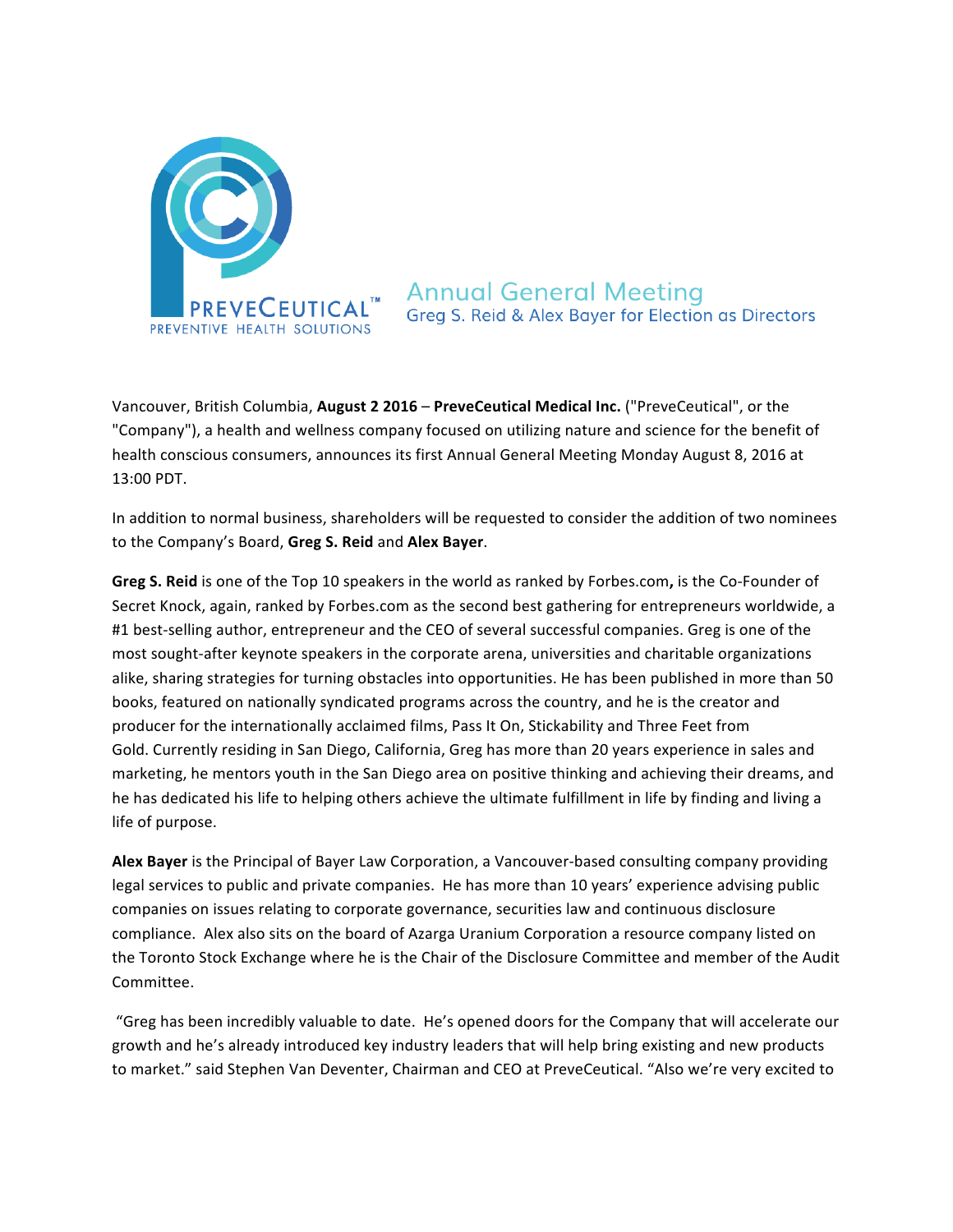PREVECEUTICAL™
PREVENTIVE HEALTH SOLUTIONS

# Annual General Meeting

## Greg S. Reid & Alex Bayer for Election as Directors

Vancouver, British Columbia, **August 2 2016** – **PreveCeutical Medical Inc.** ("PreveCeutical", or the "Company"), a health and wellness company focused on utilizing nature and science for the benefit of health conscious consumers, announces its first Annual General Meeting Monday August 8, 2016 at 13:00 PDT.

In addition to normal business, shareholders will be requested to consider the addition of two nominees to the Company's Board, **Greg S. Reid** and **Alex Bayer**.

**Greg S. Reid** is one of the Top 10 speakers in the world as ranked by Forbes.com**,** is the Co-Founder of Secret Knock, again, ranked by Forbes.com as the second best gathering for entrepreneurs worldwide, a #1 best-selling author, entrepreneur and the CEO of several successful companies. Greg is one of the most sought-after keynote speakers in the corporate arena, universities and charitable organizations alike, sharing strategies for turning obstacles into opportunities. He has been published in more than 50 books, featured on nationally syndicated programs across the country, and he is the creator and producer for the internationally acclaimed films, Pass It On, Stickability and Three Feet from Gold. Currently residing in San Diego, California, Greg has more than 20 years experience in sales and marketing, he mentors youth in the San Diego area on positive thinking and achieving their dreams, and he has dedicated his life to helping others achieve the ultimate fulfillment in life by finding and living a life of purpose.

**Alex Bayer** is the Principal of Bayer Law Corporation, a Vancouver-based consulting company providing legal services to public and private companies. He has more than 10 years' experience advising public companies on issues relating to corporate governance, securities law and continuous disclosure compliance. Alex also sits on the board of Azarga Uranium Corporation a resource company listed on the Toronto Stock Exchange where he is the Chair of the Disclosure Committee and member of the Audit Committee.

"Greg has been incredibly valuable to date. He's opened doors for the Company that will accelerate our growth and he's already introduced key industry leaders that will help bring existing and new products to market." said Stephen Van Deventer, Chairman and CEO at PreveCeutical. "Also we're very excited to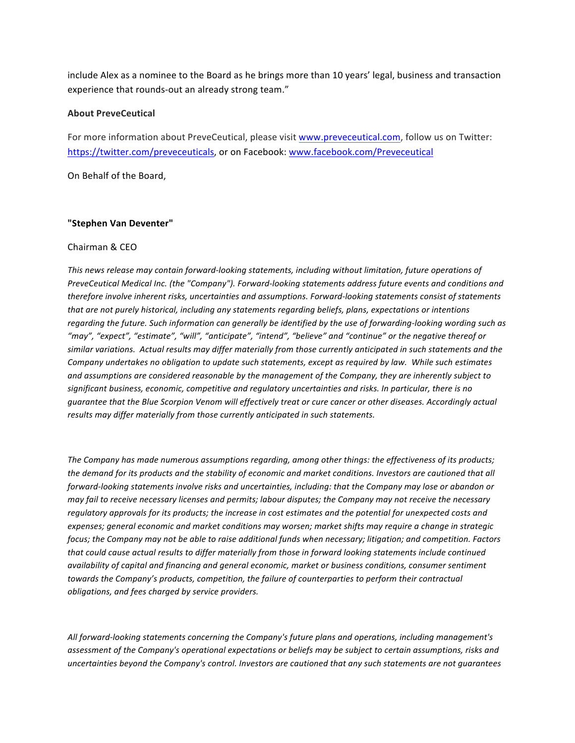include Alex as a nominee to the Board as he brings more than 10 years' legal, business and transaction experience that rounds-out an already strong team."

**About PreveCeutical**

For more information about PreveCeutical, please visit www.preveceutical.com, follow us on Twitter: https://twitter.com/preveceuticals, or on Facebook: www.facebook.com/Preveceutical

On Behalf of the Board,

**"Stephen Van Deventer"**

Chairman & CEO

*This news release may contain forward-looking statements, including without limitation, future operations of PreveCeutical Medical Inc. (the "Company"). Forward-looking statements address future events and conditions and therefore involve inherent risks, uncertainties and assumptions. Forward-looking statements consist of statements that are not purely historical, including any statements regarding beliefs, plans, expectations or intentions regarding the future. Such information can generally be identified by the use of forwarding-looking wording such as "may", "expect", "estimate", "will", "anticipate", "intend", "believe" and "continue" or the negative thereof or similar variations. Actual results may differ materially from those currently anticipated in such statements and the Company undertakes no obligation to update such statements, except as required by law. While such estimates and assumptions are considered reasonable by the management of the Company, they are inherently subject to significant business, economic, competitive and regulatory uncertainties and risks. In particular, there is no guarantee that the Blue Scorpion Venom will effectively treat or cure cancer or other diseases. Accordingly actual results may differ materially from those currently anticipated in such statements.*

*The Company has made numerous assumptions regarding, among other things: the effectiveness of its products; the demand for its products and the stability of economic and market conditions. Investors are cautioned that all forward-looking statements involve risks and uncertainties, including: that the Company may lose or abandon or may fail to receive necessary licenses and permits; labour disputes; the Company may not receive the necessary regulatory approvals for its products; the increase in cost estimates and the potential for unexpected costs and expenses; general economic and market conditions may worsen; market shifts may require a change in strategic focus; the Company may not be able to raise additional funds when necessary; litigation; and competition. Factors that could cause actual results to differ materially from those in forward looking statements include continued availability of capital and financing and general economic, market or business conditions, consumer sentiment towards the Company's products, competition, the failure of counterparties to perform their contractual obligations, and fees charged by service providers.*

*All forward-looking statements concerning the Company's future plans and operations, including management's assessment of the Company's operational expectations or beliefs may be subject to certain assumptions, risks and uncertainties beyond the Company's control. Investors are cautioned that any such statements are not guarantees*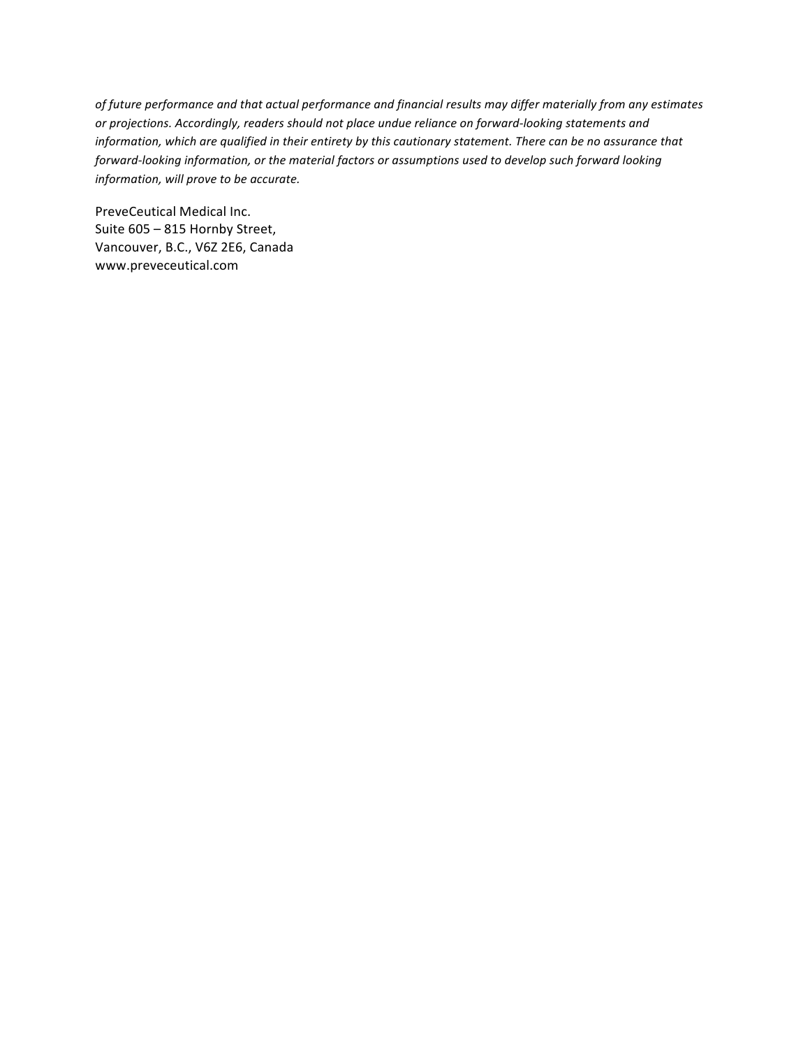*of future performance and that actual performance and financial results may differ materially from any estimates or projections. Accordingly, readers should not place undue reliance on forward-looking statements and information, which are qualified in their entirety by this cautionary statement. There can be no assurance that forward-looking information, or the material factors or assumptions used to develop such forward looking information, will prove to be accurate.*

PreveCeutical Medical Inc.
Suite 605 – 815 Hornby Street,
Vancouver, B.C., V6Z 2E6, Canada
www.preveceutical.com